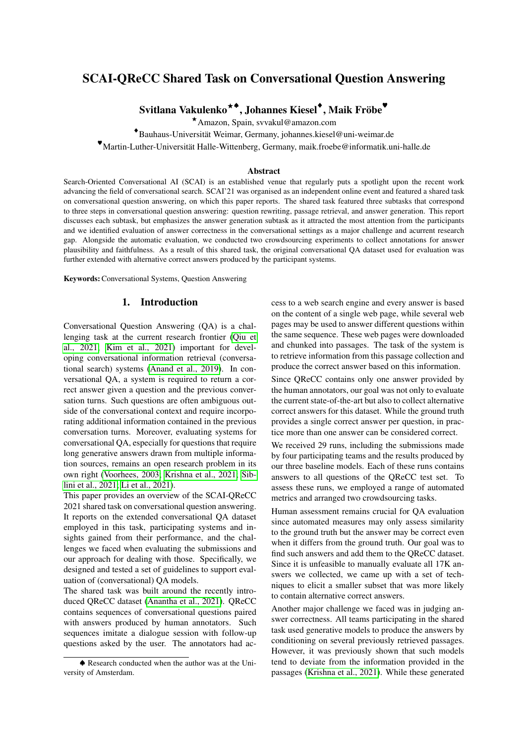# SCAI-QReCC Shared Task on Conversational Question Answering

**Svitlana Vakulenko[★♠], Johannes Kiesel[♦], Maik Fröbe[♥]**

[★]Amazon, Spain, svvakul@amazon.com

[♦]Bauhaus-Universität Weimar, Germany, johannes.kiesel@uni-weimar.de

[♥]Martin-Luther-Universität Halle-Wittenberg, Germany, maik.froebe@informatik.uni-halle.de

### Abstract

Search-Oriented Conversational AI (SCAI) is an established venue that regularly puts a spotlight upon the recent work advancing the field of conversational search. SCAI'21 was organised as an independent online event and featured a shared task on conversational question answering, on which this paper reports. The shared task featured three subtasks that correspond to three steps in conversational question answering: question rewriting, passage retrieval, and answer generation. This report discusses each subtask, but emphasizes the answer generation subtask as it attracted the most attention from the participants and we identified evaluation of answer correctness in the conversational settings as a major challenge and acurrent research gap. Alongside the automatic evaluation, we conducted two crowdsourcing experiments to collect annotations for answer plausibility and faithfulness. As a result of this shared task, the original conversational QA dataset used for evaluation was further extended with alternative correct answers produced by the participant systems.

**Keywords:** Conversational Systems, Question Answering

## 1. Introduction

Conversational Question Answering (QA) is a challenging task at the current research frontier (Qiu et al., 2021; Kim et al., 2021) important for developing conversational information retrieval (conversational search) systems (Anand et al., 2019). In conversational QA, a system is required to return a correct answer given a question and the previous conversation turns. Such questions are often ambiguous outside of the conversational context and require incorporating additional information contained in the previous conversation turns. Moreover, evaluating systems for conversational QA, especially for questions that require long generative answers drawn from multiple information sources, remains an open research problem in its own right (Voorhees, 2003; Krishna et al., 2021; Sibini et al., 2021; Li et al., 2021).

This paper provides an overview of the SCAI-QReCC 2021 shared task on conversational question answering. It reports on the extended conversational QA dataset employed in this task, participating systems and insights gained from their performance, and the challenges we faced when evaluating the submissions and our approach for dealing with those. Specifically, we designed and tested a set of guidelines to support evaluation of (conversational) QA models.

The shared task was built around the recently introduced QReCC dataset (Anantha et al., 2021). QReCC contains sequences of conversational questions paired with answers produced by human annotators. Such sequences imitate a dialogue session with follow-up questions asked by the user. The annotators had access to a web search engine and every answer is based on the content of a single web page, while several web pages may be used to answer different questions within the same sequence. These web pages were downloaded and chunked into passages. The task of the system is to retrieve information from this passage collection and produce the correct answer based on this information.

Since QReCC contains only one answer provided by the human annotators, our goal was not only to evaluate the current state-of-the-art but also to collect alternative correct answers for this dataset. While the ground truth provides a single correct answer per question, in practice more than one answer can be considered correct.

We received 29 runs, including the submissions made by four participating teams and the results produced by our three baseline models. Each of these runs contains answers to all questions of the QReCC test set. To assess these runs, we employed a range of automated metrics and arranged two crowdsourcing tasks.

Human assessment remains crucial for QA evaluation since automated measures may only assess similarity to the ground truth but the answer may be correct even when it differs from the ground truth. Our goal was to find such answers and add them to the QReCC dataset. Since it is unfeasible to manually evaluate all 17K answers we collected, we came up with a set of techniques to elicit a smaller subset that was more likely to contain alternative correct answers.

Another major challenge we faced was in judging answer correctness. All teams participating in the shared task used generative models to produce the answers by conditioning on several previously retrieved passages. However, it was previously shown that such models tend to deviate from the information provided in the passages (Krishna et al., 2021). While these generated

[♠] Research conducted when the author was at the University of Amsterdam.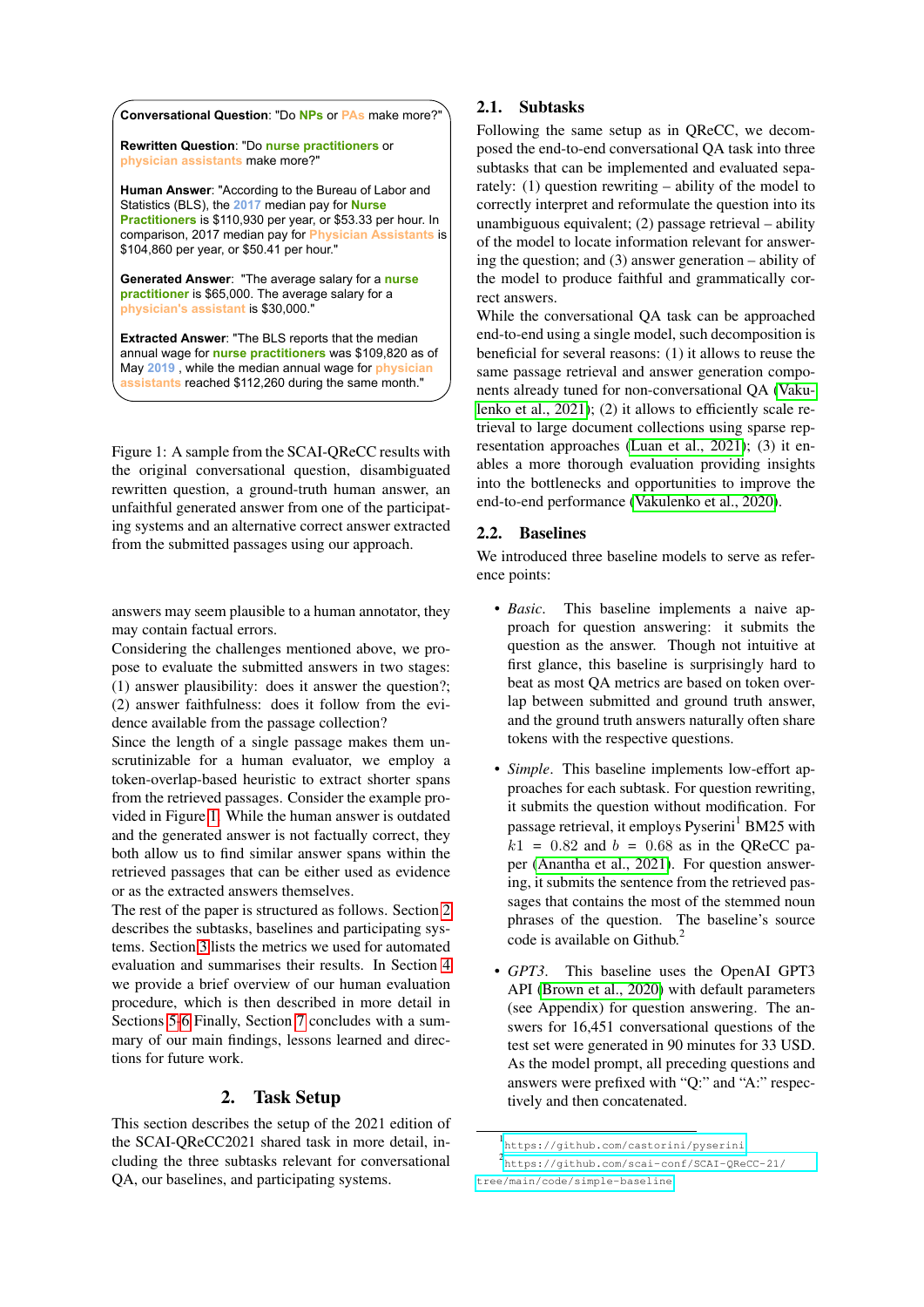**Conversational Question**: "Do NPs or PAs make more?"

**Rewritten Question**: "Do nurse practitioners or physician assistants make more?"

**Human Answer**: "According to the Bureau of Labor and Statistics (BLS), the 2017 median pay for Nurse Practitioners is \$110,930 per year, or \$53.33 per hour. In comparison, 2017 median pay for Physician Assistants is \$104,860 per year, or \$50.41 per hour."

**Generated Answer**: "The average salary for a nurse practitioner is \$65,000. The average salary for a physician's assistant is \$30,000."

**Extracted Answer**: "The BLS reports that the median annual wage for nurse practitioners was \$109,820 as of May 2019 , while the median annual wage for physician assistants reached \$112,260 during the same month."

Figure 1: A sample from the SCAI-QReCC results with the original conversational question, disambiguated rewritten question, a ground-truth human answer, an unfaithful generated answer from one of the participating systems and an alternative correct answer extracted from the submitted passages using our approach.

answers may seem plausible to a human annotator, they may contain factual errors.

Considering the challenges mentioned above, we propose to evaluate the submitted answers in two stages: (1) answer plausibility: does it answer the question?; (2) answer faithfulness: does it follow from the evidence available from the passage collection?

Since the length of a single passage makes them unscrutinizable for a human evaluator, we employ a token-overlap-based heuristic to extract shorter spans from the retrieved passages. Consider the example provided in Figure 1. While the human answer is outdated and the generated answer is not factually correct, they both allow us to find similar answer spans within the retrieved passages that can be either used as evidence or as the extracted answers themselves.

The rest of the paper is structured as follows. Section 2 describes the subtasks, baselines and participating systems. Section 3 lists the metrics we used for automated evaluation and summarises their results. In Section 4 we provide a brief overview of our human evaluation procedure, which is then described in more detail in Sections 5-6. Finally, Section 7 concludes with a summary of our main findings, lessons learned and directions for future work.

## 2. Task Setup

This section describes the setup of the 2021 edition of the SCAI-QReCC2021 shared task in more detail, including the three subtasks relevant for conversational QA, our baselines, and participating systems.

### 2.1. Subtasks

Following the same setup as in QReCC, we decomposed the end-to-end conversational QA task into three subtasks that can be implemented and evaluated separately: (1) question rewriting – ability of the model to correctly interpret and reformulate the question into its unambiguous equivalent; (2) passage retrieval – ability of the model to locate information relevant for answering the question; and (3) answer generation – ability of the model to produce faithful and grammatically correct answers.

While the conversational QA task can be approached end-to-end using a single model, such decomposition is beneficial for several reasons: (1) it allows to reuse the same passage retrieval and answer generation components already tuned for non-conversational QA (Vakulenko et al., 2021); (2) it allows to efficiently scale retrieval to large document collections using sparse representation approaches (Luan et al., 2021); (3) it enables a more thorough evaluation providing insights into the bottlenecks and opportunities to improve the end-to-end performance (Vakulenko et al., 2020).

### 2.2. Baselines

We introduced three baseline models to serve as reference points:

- *Basic*. This baseline implements a naive approach for question answering: it submits the question as the answer. Though not intuitive at first glance, this baseline is surprisingly hard to beat as most QA metrics are based on token overlap between submitted and ground truth answer, and the ground truth answers naturally often share tokens with the respective questions.
- *Simple*. This baseline implements low-effort approaches for each subtask. For question rewriting, it submits the question without modification. For passage retrieval, it employs Pyserini[1] BM25 with $k1 = 0.82$ and $b = 0.68$ as in the QReCC paper (Anantha et al., 2021). For question answering, it submits the sentence from the retrieved passages that contains the most of the stemmed noun phrases of the question. The baseline's source code is available on Github.[2]
- *GPT3*. This baseline uses the OpenAI GPT3 API (Brown et al., 2020) with default parameters (see Appendix) for question answering. The answers for 16,451 conversational questions of the test set were generated in 90 minutes for 33 USD. As the model prompt, all preceding questions and answers were prefixed with "Q:" and "A:" respectively and then concatenated.

[1] https://github.com/castorini/pyserini

[2] https://github.com/scai-conf/SCAI-QReCC-21/tree/main/code/simple-baseline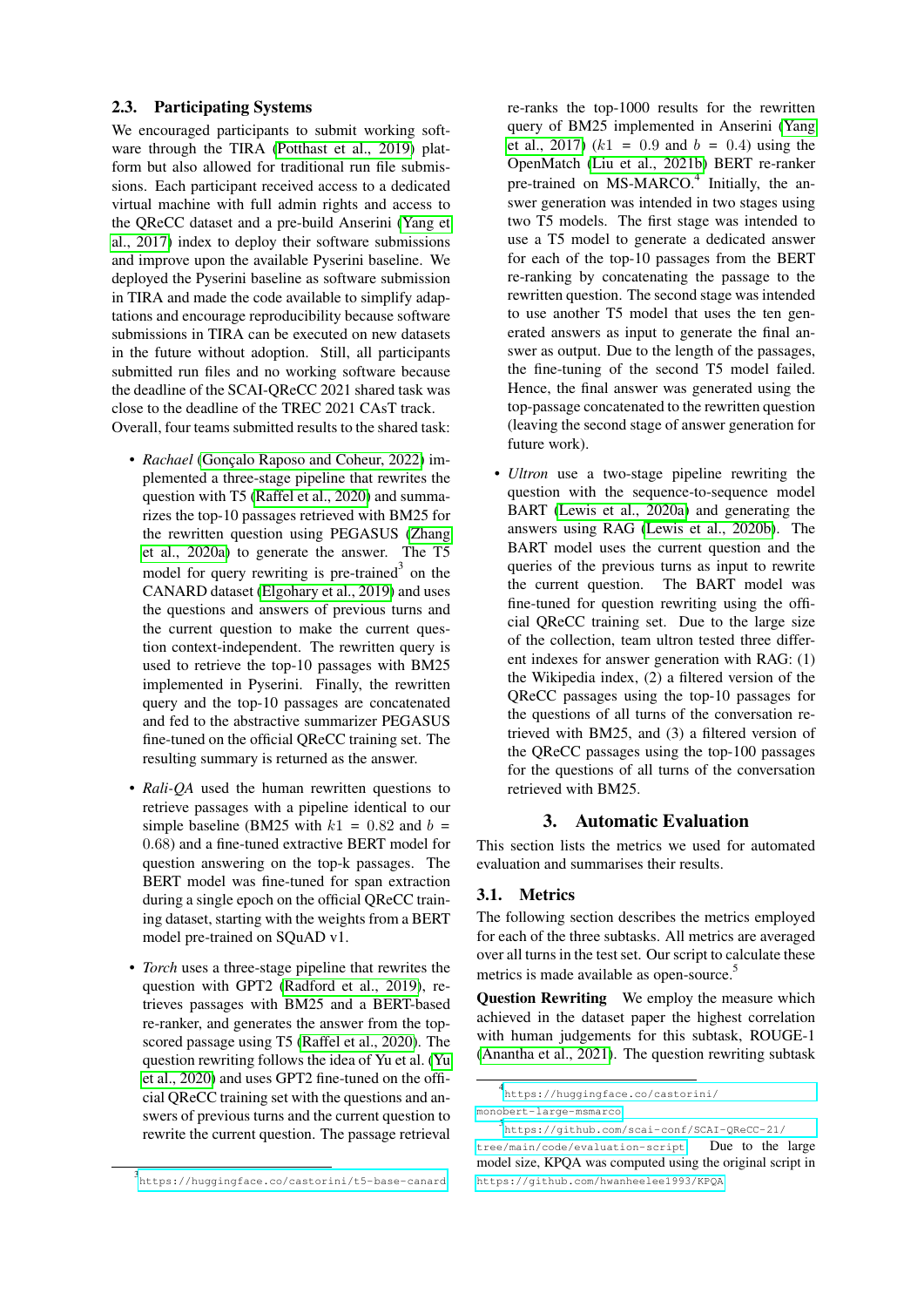### 2.3. Participating Systems

We encouraged participants to submit working software through the TIRA (Potthast et al., 2019) platform but also allowed for traditional run file submissions. Each participant received access to a dedicated virtual machine with full admin rights and access to the QReCC dataset and a pre-build Anserini (Yang et al., 2017) index to deploy their software submissions and improve upon the available Pyserini baseline. We deployed the Pyserini baseline as software submission in TIRA and made the code available to simplify adaptations and encourage reproducibility because software submissions in TIRA can be executed on new datasets in the future without adoption. Still, all participants submitted run files and no working software because the deadline of the SCAI-QReCC 2021 shared task was close to the deadline of the TREC 2021 CAsT track. Overall, four teams submitted results to the shared task:

- *Rachael* (Gonçalo Raposo and Coheur, 2022) implemented a three-stage pipeline that rewrites the question with T5 (Raffel et al., 2020) and summarizes the top-10 passages retrieved with BM25 for the rewritten question using PEGASUS (Zhang et al., 2020a) to generate the answer. The T5 model for query rewriting is pre-trained[3] on the CANARD dataset (Elgohary et al., 2019) and uses the questions and answers of previous turns and the current question to make the current question context-independent. The rewritten query is used to retrieve the top-10 passages with BM25 implemented in Pyserini. Finally, the rewritten query and the top-10 passages are concatenated and fed to the abstractive summarizer PEGASUS fine-tuned on the official QReCC training set. The resulting summary is returned as the answer.

- *Rali-QA* used the human rewritten questions to retrieve passages with a pipeline identical to our simple baseline (BM25 with $k1 = 0.82$ and $b = 0.68$) and a fine-tuned extractive BERT model for question answering on the top-k passages. The BERT model was fine-tuned for span extraction during a single epoch on the official QReCC training dataset, starting with the weights from a BERT model pre-trained on SQuAD v1.

- *Torch* uses a three-stage pipeline that rewrites the question with GPT2 (Radford et al., 2019), retrieves passages with BM25 and a BERT-based re-ranker, and generates the answer from the top-scored passage using T5 (Raffel et al., 2020). The question rewriting follows the idea of Yu et al. (Yu et al., 2020) and uses GPT2 fine-tuned on the official QReCC training set with the questions and answers of previous turns and the current question to rewrite the current question. The passage retrieval re-ranks the top-1000 results for the rewritten query of BM25 implemented in Anserini (Yang et al., 2017) ($k1 = 0.9$ and $b = 0.4$) using the OpenMatch (Liu et al., 2021b) BERT re-ranker pre-trained on MS-MARCO.[4] Initially, the answer generation was intended in two stages using two T5 models. The first stage was intended to use a T5 model to generate a dedicated answer for each of the top-10 passages from the BERT re-ranking by concatenating the passage to the rewritten question. The second stage was intended to use another T5 model that uses the ten generated answers as input to generate the final answer as output. Due to the length of the passages, the fine-tuning of the second T5 model failed. Hence, the final answer was generated using the top-passage concatenated to the rewritten question (leaving the second stage of answer generation for future work).

- *Ultron* use a two-stage pipeline rewriting the question with the sequence-to-sequence model BART (Lewis et al., 2020a) and generating the answers using RAG (Lewis et al., 2020b). The BART model uses the current question and the queries of the previous turns as input to rewrite the current question. The BART model was fine-tuned for question rewriting using the official QReCC training set. Due to the large size of the collection, team ultron tested three different indexes for answer generation with RAG: (1) the Wikipedia index, (2) a filtered version of the QReCC passages using the top-10 passages for the questions of all turns of the conversation retrieved with BM25, and (3) a filtered version of the QReCC passages using the top-100 passages for the questions of all turns of the conversation retrieved with BM25.

## 3. Automatic Evaluation

This section lists the metrics we used for automated evaluation and summarises their results.

### 3.1. Metrics

The following section describes the metrics employed for each of the three subtasks. All metrics are averaged over all turns in the test set. Our script to calculate these metrics is made available as open-source.[5]

**Question Rewriting** We employ the measure which achieved in the dataset paper the highest correlation with human judgements for this subtask, ROUGE-1 (Anantha et al., 2021). The question rewriting subtask

[3] https://huggingface.co/castorini/t5-base-canard

[4] https://huggingface.co/castorini/monobert-large-msmarco

[5] https://github.com/scai-conf/SCAI-QReCC-21/tree/main/code/evaluation-script Due to the large model size, KPQA was computed using the original script in https://github.com/hwanheelee1993/KPQA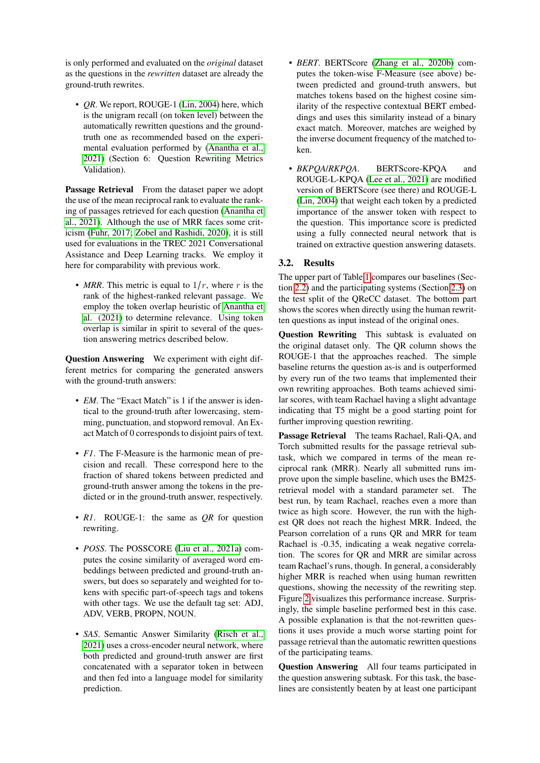is only performed and evaluated on the *original* dataset as the questions in the *rewritten* dataset are already the ground-truth rewrites.

- *QR*. We report, ROUGE-1 (Lin, 2004) here, which is the unigram recall (on token level) between the automatically rewritten questions and the ground-truth one as recommended based on the experimental evaluation performed by (Anantha et al., 2021) (Section 6: Question Rewriting Metrics Validation).

**Passage Retrieval** From the dataset paper we adopt the use of the mean reciprocal rank to evaluate the ranking of passages retrieved for each question (Anantha et al., 2021). Although the use of MRR faces some criticism (Fuhr, 2017; Zobel and Rashidi, 2020), it is still used for evaluations in the TREC 2021 Conversational Assistance and Deep Learning tracks. We employ it here for comparability with previous work.

- *MRR*. This metric is equal to $1/r$, where $r$ is the rank of the highest-ranked relevant passage. We employ the token overlap heuristic of Anantha et al. (2021) to determine relevance. Using token overlap is similar in spirit to several of the question answering metrics described below.

**Question Answering** We experiment with eight different metrics for comparing the generated answers with the ground-truth answers:

- *EM*. The "Exact Match" is 1 if the answer is identical to the ground-truth after lowercasing, stemming, punctuation, and stopword removal. An Exact Match of 0 corresponds to disjoint pairs of text.
- *F1*. The F-Measure is the harmonic mean of precision and recall. These correspond here to the fraction of shared tokens between predicted and ground-truth answer among the tokens in the predicted or in the ground-truth answer, respectively.
- *R1*. ROUGE-1: the same as *QR* for question rewriting.
- *POSS*. The POSSCORE (Liu et al., 2021a) computes the cosine similarity of averaged word embeddings between predicted and ground-truth answers, but does so separately and weighted for tokens with specific part-of-speech tags and tokens with other tags. We use the default tag set: ADJ, ADV, VERB, PROPN, NOUN.
- *SAS*. Semantic Answer Similarity (Risch et al., 2021) uses a cross-encoder neural network, where both predicted and ground-truth answer are first concatenated with a separator token in between and then fed into a language model for similarity prediction.
- *BERT*. BERTScore (Zhang et al., 2020b) computes the token-wise F-Measure (see above) between predicted and ground-truth answers, but matches tokens based on the highest cosine similarity of the respective contextual BERT embeddings and uses this similarity instead of a binary exact match. Moreover, matches are weighed by the inverse document frequency of the matched token.
- *BKPQA*/*RKPQA*. BERTScore-KPQA and ROUGE-L-KPQA (Lee et al., 2021) are modified version of BERTScore (see there) and ROUGE-L (Lin, 2004) that weight each token by a predicted importance of the answer token with respect to the question. This importance score is predicted using a fully connected neural network that is trained on extractive question answering datasets.

## 3.2. Results

The upper part of Table 1 compares our baselines (Section 2.2) and the participating systems (Section 2.3) on the test split of the QReCC dataset. The bottom part shows the scores when directly using the human rewritten questions as input instead of the original ones.

**Question Rewriting** This subtask is evaluated on the original dataset only. The QR column shows the ROUGE-1 that the approaches reached. The simple baseline returns the question as-is and is outperformed by every run of the two teams that implemented their own rewriting approaches. Both teams achieved similar scores, with team Rachael having a slight advantage indicating that T5 might be a good starting point for further improving question rewriting.

**Passage Retrieval** The teams Rachael, Rali-QA, and Torch submitted results for the passage retrieval subtask, which we compared in terms of the mean reciprocal rank (MRR). Nearly all submitted runs improve upon the simple baseline, which uses the BM25-retrieval model with a standard parameter set. The best run, by team Rachael, reaches even a more than twice as high score. However, the run with the highest QR does not reach the highest MRR. Indeed, the Pearson correlation of a runs QR and MRR for team Rachael is -0.35, indicating a weak negative correlation. The scores for QR and MRR are similar across team Rachael's runs, though. In general, a considerably higher MRR is reached when using human rewritten questions, showing the necessity of the rewriting step. Figure 2 visualizes this performance increase. Surprisingly, the simple baseline performed best in this case. A possible explanation is that the not-rewritten questions it uses provide a much worse starting point for passage retrieval than the automatic rewritten questions of the participating teams.

**Question Answering** All four teams participated in the question answering subtask. For this task, the baselines are consistently beaten by at least one participant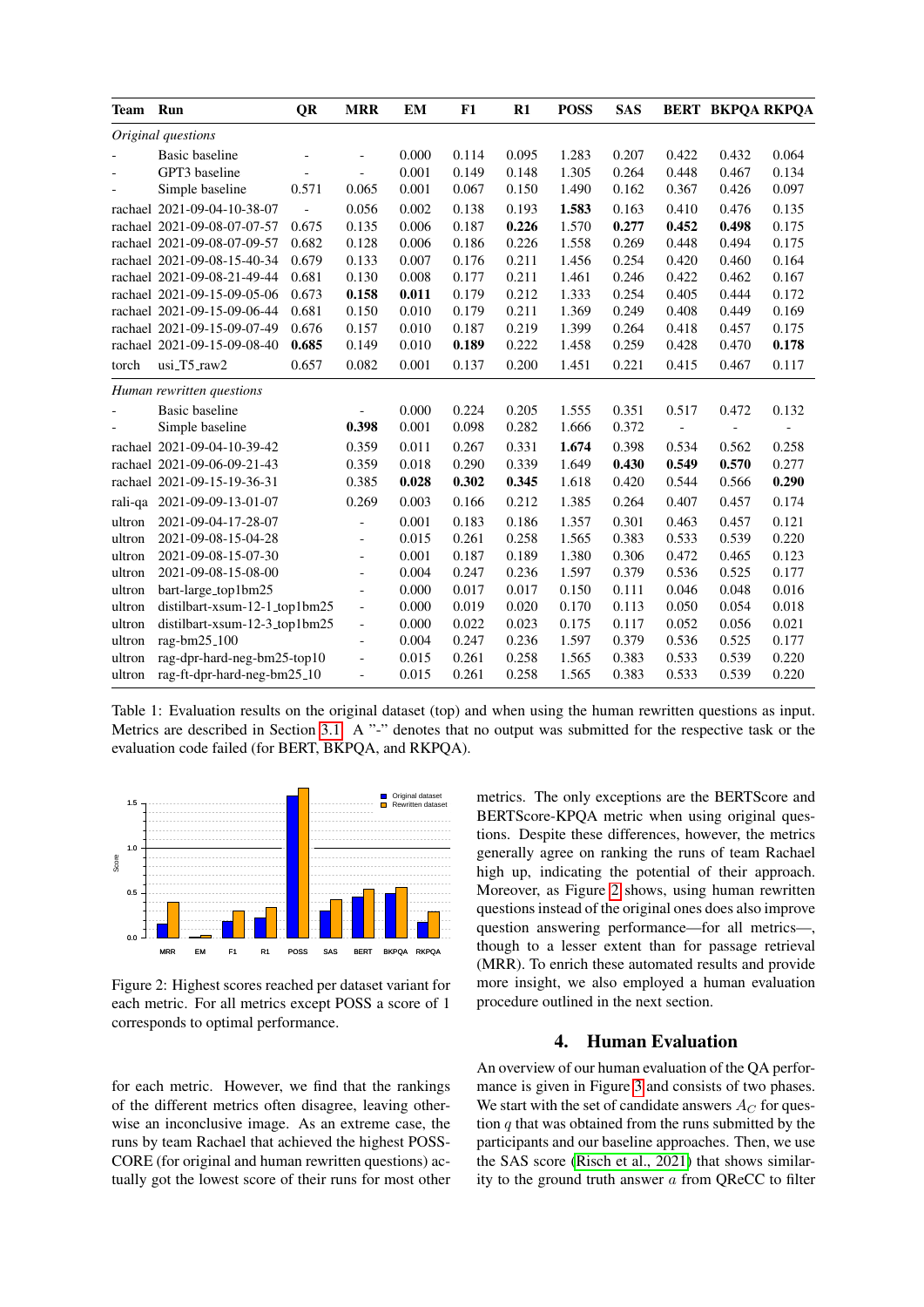| Team | Run | QR | MRR | EM | F1 | R1 | POSS | SAS | BERT | BKPQA | RKPQA |
|---|---|---|---|---|---|---|---|---|---|---|---|
| *Original questions* | | | | | | | | | | | |
| - | Basic baseline | - | - | 0.000 | 0.114 | 0.095 | 1.283 | 0.207 | 0.422 | 0.432 | 0.064 |
| - | GPT3 baseline | - | - | 0.001 | 0.149 | 0.148 | 1.305 | 0.264 | 0.448 | 0.467 | 0.134 |
| - | Simple baseline | 0.571 | 0.065 | 0.001 | 0.067 | 0.150 | 1.490 | 0.162 | 0.367 | 0.426 | 0.097 |
| rachael | 2021-09-04-10-38-07 | - | 0.056 | 0.002 | 0.138 | 0.193 | **1.583** | 0.163 | 0.410 | 0.476 | 0.135 |
| rachael | 2021-09-08-07-07-57 | 0.675 | 0.135 | 0.006 | 0.187 | **0.226** | 1.570 | **0.277** | **0.452** | **0.498** | 0.175 |
| rachael | 2021-09-08-07-09-57 | 0.682 | 0.128 | 0.006 | 0.186 | 0.226 | 1.558 | 0.269 | 0.448 | 0.494 | 0.175 |
| rachael | 2021-09-08-15-40-34 | 0.679 | 0.133 | 0.007 | 0.176 | 0.211 | 1.456 | 0.254 | 0.420 | 0.460 | 0.164 |
| rachael | 2021-09-08-21-49-44 | 0.681 | 0.130 | 0.008 | 0.177 | 0.211 | 1.461 | 0.246 | 0.422 | 0.462 | 0.167 |
| rachael | 2021-09-15-09-05-06 | 0.673 | **0.158** | **0.011** | 0.179 | 0.212 | 1.333 | 0.254 | 0.405 | 0.444 | 0.172 |
| rachael | 2021-09-15-09-06-44 | 0.681 | 0.150 | 0.010 | 0.179 | 0.211 | 1.369 | 0.249 | 0.408 | 0.449 | 0.169 |
| rachael | 2021-09-15-09-07-49 | 0.676 | 0.157 | 0.010 | 0.187 | 0.219 | 1.399 | 0.264 | 0.418 | 0.457 | 0.175 |
| rachael | 2021-09-15-09-08-40 | **0.685** | 0.149 | 0.010 | **0.189** | 0.222 | 1.458 | 0.259 | 0.428 | 0.470 | **0.178** |
| torch | usi_T5_raw2 | 0.657 | 0.082 | 0.001 | 0.137 | 0.200 | 1.451 | 0.221 | 0.415 | 0.467 | 0.117 |
| *Human rewritten questions* | | | | | | | | | | | |
| - | Basic baseline | | - | 0.000 | 0.224 | 0.205 | 1.555 | 0.351 | 0.517 | 0.472 | 0.132 |
| - | Simple baseline | | **0.398** | 0.001 | 0.098 | 0.282 | 1.666 | 0.372 | - | - | - |
| rachael | 2021-09-04-10-39-42 | | 0.359 | 0.011 | 0.267 | 0.331 | **1.674** | 0.398 | 0.534 | 0.562 | 0.258 |
| rachael | 2021-09-06-09-21-43 | | 0.359 | 0.018 | 0.290 | 0.339 | 1.649 | **0.430** | **0.549** | **0.570** | 0.277 |
| rachael | 2021-09-15-19-36-31 | | 0.385 | **0.028** | **0.302** | **0.345** | 1.618 | 0.420 | 0.544 | 0.566 | **0.290** |
| rali-qa | 2021-09-09-13-01-07 | | 0.269 | 0.003 | 0.166 | 0.212 | 1.385 | 0.264 | 0.407 | 0.457 | 0.174 |
| ultron | 2021-09-04-17-28-07 | | - | 0.001 | 0.183 | 0.186 | 1.357 | 0.301 | 0.463 | 0.457 | 0.121 |
| ultron | 2021-09-08-15-04-28 | | - | 0.015 | 0.261 | 0.258 | 1.565 | 0.383 | 0.533 | 0.539 | 0.220 |
| ultron | 2021-09-08-15-07-30 | | - | 0.001 | 0.187 | 0.189 | 1.380 | 0.306 | 0.472 | 0.465 | 0.123 |
| ultron | 2021-09-08-15-08-00 | | - | 0.004 | 0.247 | 0.236 | 1.597 | 0.379 | 0.536 | 0.525 | 0.177 |
| ultron | bart-large_top1bm25 | | - | 0.000 | 0.017 | 0.017 | 0.150 | 0.111 | 0.046 | 0.048 | 0.016 |
| ultron | distilbart-xsum-12-1_top1bm25 | | - | 0.000 | 0.019 | 0.020 | 0.170 | 0.113 | 0.050 | 0.054 | 0.018 |
| ultron | distilbart-xsum-12-3_top1bm25 | | - | 0.000 | 0.022 | 0.023 | 0.175 | 0.117 | 0.052 | 0.056 | 0.021 |
| ultron | rag-bm25_100 | | - | 0.004 | 0.247 | 0.236 | 1.597 | 0.379 | 0.536 | 0.525 | 0.177 |
| ultron | rag-dpr-hard-neg-bm25-top10 | | - | 0.015 | 0.261 | 0.258 | 1.565 | 0.383 | 0.533 | 0.539 | 0.220 |
| ultron | rag-ft-dpr-hard-neg-bm25_10 | | - | 0.015 | 0.261 | 0.258 | 1.565 | 0.383 | 0.533 | 0.539 | 0.220 |

Table 1: Evaluation results on the original dataset (top) and when using the human rewritten questions as input. Metrics are described in Section 3.1. A "-" denotes that no output was submitted for the respective task or the evaluation code failed (for BERT, BKPQA, and RKPQA).

Figure 2: Highest scores reached per dataset variant for each metric. For all metrics except POSS a score of 1 corresponds to optimal performance.

for each metric. However, we find that the rankings of the different metrics often disagree, leaving otherwise an inconclusive image. As an extreme case, the runs by team Rachael that achieved the highest POSSCORE (for original and human rewritten questions) actually got the lowest score of their runs for most other metrics. The only exceptions are the BERTScore and BERTScore-KPQA metric when using original questions. Despite these differences, however, the metrics generally agree on ranking the runs of team Rachael high up, indicating the potential of their approach. Moreover, as Figure 2 shows, using human rewritten questions instead of the original ones does also improve question answering performance—for all metrics—, though to a lesser extent than for passage retrieval (MRR). To enrich these automated results and provide more insight, we also employed a human evaluation procedure outlined in the next section.

## 4. Human Evaluation

An overview of our human evaluation of the QA performance is given in Figure 3 and consists of two phases. We start with the set of candidate answers $A_C$ for question $q$ that was obtained from the runs submitted by the participants and our baseline approaches. Then, we use the SAS score (Risch et al., 2021) that shows similarity to the ground truth answer $a$ from QReCC to filter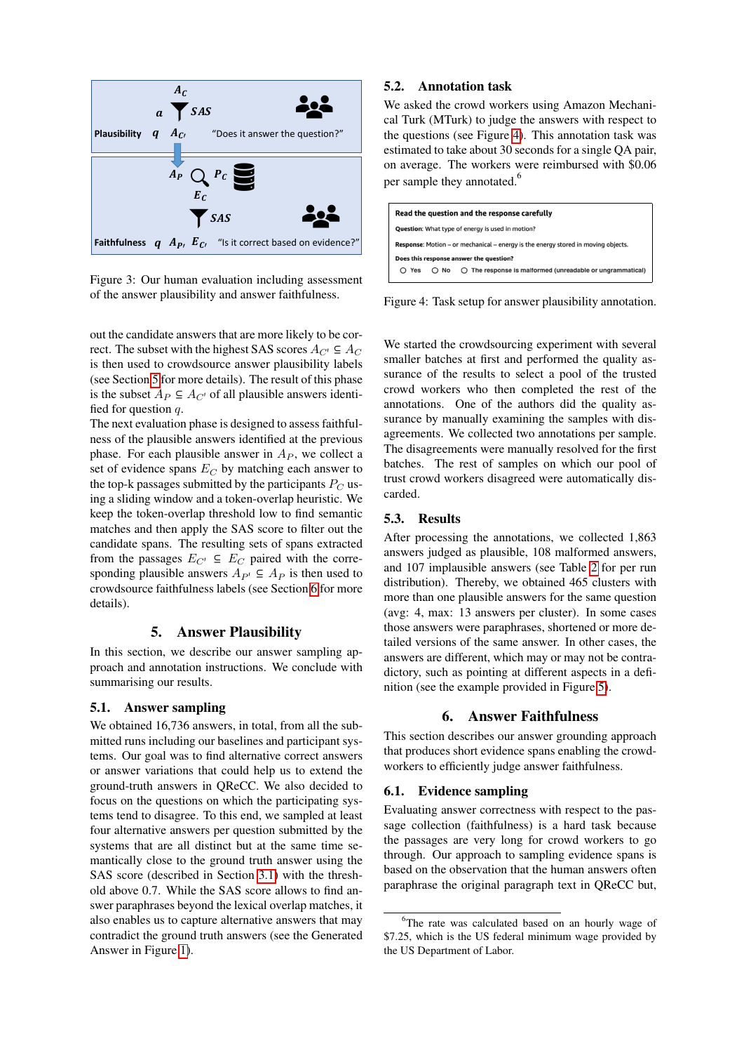Figure 3: Our human evaluation including assessment of the answer plausibility and answer faithfulness.

out the candidate answers that are more likely to be correct. The subset with the highest SAS scores $A_{C'} \subseteq A_C$ is then used to crowdsource answer plausibility labels (see Section 5 for more details). The result of this phase is the subset $A_P \subseteq A_{C'}$ of all plausible answers identified for question $q$.

The next evaluation phase is designed to assess faithfulness of the plausible answers identified at the previous phase. For each plausible answer in $A_P$, we collect a set of evidence spans $E_C$ by matching each answer to the top-k passages submitted by the participants $P_C$ using a sliding window and a token-overlap heuristic. We keep the token-overlap threshold low to find semantic matches and then apply the SAS score to filter out the candidate spans. The resulting sets of spans extracted from the passages $E_{C'} \subseteq E_C$ paired with the corresponding plausible answers $A_{P'} \subseteq A_P$ is then used to crowdsource faithfulness labels (see Section 6 for more details).

## 5. Answer Plausibility

In this section, we describe our answer sampling approach and annotation instructions. We conclude with summarising our results.

### 5.1. Answer sampling

We obtained 16,736 answers, in total, from all the submitted runs including our baselines and participant systems. Our goal was to find alternative correct answers or answer variations that could help us to extend the ground-truth answers in QReCC. We also decided to focus on the questions on which the participating systems tend to disagree. To this end, we sampled at least four alternative answers per question generated by the systems that are all distinct but at the same time semantically close to the ground truth answer using the SAS score (described in Section 3.1) with the threshold above 0.7. While the SAS score allows to find answer paraphrases beyond the lexical matches, it also enables us to capture alternative answers that may contradict the ground truth answers (see the Generated Answer in Figure 1).

### 5.2. Annotation task

We asked the crowd workers using Amazon Mechanical Turk (MTurk) to judge the answers with respect to the questions (see Figure 4). This annotation task was estimated to take about 30 seconds for a single QA pair, on average. The workers were reimbursed with \$0.06 per sample they annotated.[6]

Read the question and the response carefully

Question: What type of energy is used in motion?

Response: Motion – or mechanical – energy is the energy stored in moving objects.

Does this response answer the question?

○ Yes ○ No ○ The response is malformed (unreadable or ungrammatical)

Figure 4: Task setup for answer plausibility annotation.

We started the crowdsourcing experiment with several smaller batches at first and performed the quality assurance of the results to select a pool of the trusted crowd workers who then completed the rest of the annotations. One of the authors did the quality assurance by manually examining the samples with disagreements. We collected two annotations per sample. The disagreements were manually resolved for the first batches. The rest of samples on which our pool of trust crowd workers disagreed were automatically discarded.

### 5.3. Results

After processing the annotations, we collected 1,863 answers judged as plausible, 108 malformed answers, and 107 implausible answers (see Table 2 for per run distribution). Thereby, we obtained 465 clusters with more than one plausible answers for the same question (avg: 4, max: 13 answers per cluster). In some cases those answers were paraphrases, shortened or more detailed versions of the same answer. In other cases, the answers are different, which may or may not be contradictory, such as pointing at different aspects in a definition (see the example provided in Figure 5).

## 6. Answer Faithfulness

This section describes our answer grounding approach that produces short evidence spans enabling the crowdworkers to efficiently judge answer faithfulness.

### 6.1. Evidence sampling

Evaluating answer correctness with respect to the passage collection (faithfulness) is a hard task because the passages are very long for crowd workers to go through. Our approach to sampling evidence spans is based on the observation that the human answers often paraphrase the original paragraph text in QReCC but,

[6] The rate was calculated based on an hourly wage of \$7.25, which is the US federal minimum wage provided by the US Department of Labor.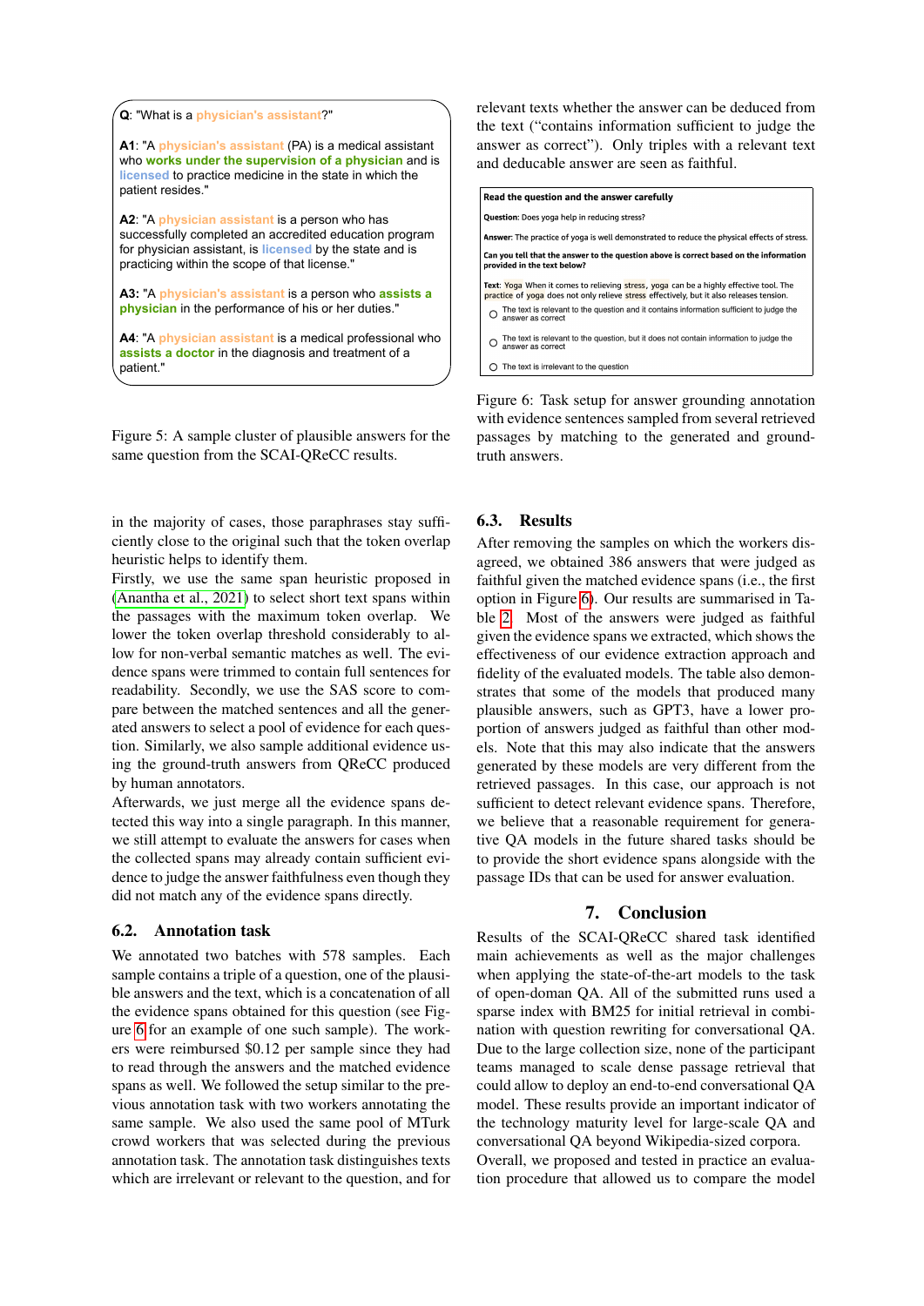**Q**: "What is a physician's assistant?"

**A1**: "A physician's assistant (PA) is a medical assistant who **works under the supervision of a physician** and is licensed to practice medicine in the state in which the patient resides."

**A2**: "A physician assistant is a person who has successfully completed an accredited education program for physician assistant, is licensed by the state and is practicing within the scope of that license."

**A3**: "A physician's assistant is a person who **assists a physician** in the performance of his or her duties."

**A4**: "A physician assistant is a medical professional who **assists a doctor** in the diagnosis and treatment of a patient."

Figure 5: A sample cluster of plausible answers for the same question from the SCAI-QReCC results.

in the majority of cases, those paraphrases stay sufficiently close to the original such that the token overlap heuristic helps to identify them.

Firstly, we use the same span heuristic proposed in (Anantha et al., 2021) to select short text spans within the passages with the maximum token overlap. We lower the token overlap threshold considerably to allow for non-verbal semantic matches as well. The evidence spans were trimmed to contain full sentences for readability. Secondly, we use the SAS score to compare between the matched sentences and all the generated answers to select a pool of evidence for each question. Similarly, we also sample additional evidence using the ground-truth answers from QReCC produced by human annotators.

Afterwards, we just merge all the evidence spans detected this way into a single paragraph. In this manner, we still attempt to evaluate the answers for cases when the collected spans may already contain sufficient evidence to judge the answer faithfulness even though they did not match any of the evidence spans directly.

## 6.2. Annotation task

We annotated two batches with 578 samples. Each sample contains a triple of a question, one of the plausible answers and the text, which is a concatenation of all the evidence spans obtained for this question (see Figure 6 for an example of one such sample). The workers were reimbursed $0.12 per sample since they had to read through the answers and the matched evidence spans as well. We followed the setup similar to the previous annotation task with two workers annotating the same sample. We also used the same pool of MTurk crowd workers that was selected during the previous annotation task. The annotation task distinguishes texts which are irrelevant or relevant to the question, and for relevant texts whether the answer can be deduced from the text ("contains information sufficient to judge the answer as correct"). Only triples with a relevant text and deducable answer are seen as faithful.

**Read the question and the answer carefully**

**Question:** Does yoga help in reducing stress?

**Answer:** The practice of yoga is well demonstrated to reduce the physical effects of stress.

**Can you tell that the answer to the question above is correct based on the information provided in the text below?**

**Text:** Yoga When it comes to relieving stress, yoga can be a highly effective tool. The practice of yoga does not only relieve stress effectively, but it also releases tension.

- ○ The text is relevant to the question and it contains information sufficient to judge the answer as correct
- ○ The text is relevant to the question, but it does not contain information to judge the answer as correct
- ○ The text is irrelevant to the question

Figure 6: Task setup for answer grounding annotation with evidence sentences sampled from several retrieved passages by matching to the generated and ground-truth answers.

## 6.3. Results

After removing the samples on which the workers disagreed, we obtained 386 answers that were judged as faithful given the matched evidence spans (i.e., the first option in Figure 6). Our results are summarised in Table 2. Most of the answers were judged as faithful given the evidence spans we extracted, which shows the effectiveness of our evidence extraction approach and fidelity of the evaluated models. The table also demonstrates that some of the models that produced many plausible answers, such as GPT3, have a lower proportion of answers judged as faithful than other models. Note that this may also indicate that the answers generated by these models are very different from the retrieved passages. In this case, our approach is not sufficient to detect relevant evidence spans. Therefore, we believe that a reasonable requirement for generative QA models in the future shared tasks should be to provide the short evidence spans alongside with the passage IDs that can be used for answer evaluation.

# 7. Conclusion

Results of the SCAI-QReCC shared task identified main achievements as well as the major challenges when applying the state-of-the-art models to the task of open-doman QA. All of the submitted runs used a sparse index with BM25 for initial retrieval in combination with question rewriting for conversational QA. Due to the large collection size, none of the participant teams managed to scale dense passage retrieval that could allow to deploy an end-to-end conversational QA model. These results provide an important indicator of the technology maturity level for large-scale QA and conversational QA beyond Wikipedia-sized corpora.

Overall, we proposed and tested in practice an evaluation procedure that allowed us to compare the model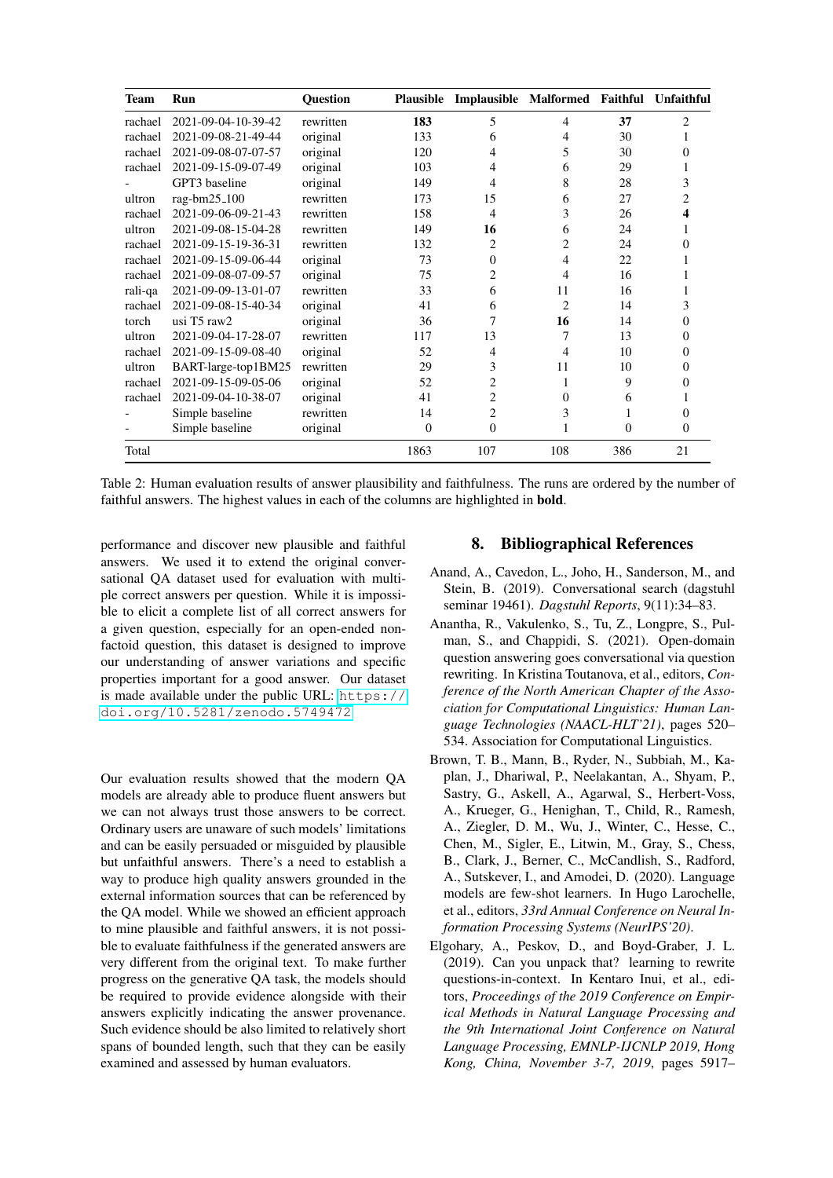| Team | Run | Question | Plausible | Implausible | Malformed | Faithful | Unfaithful |
|---|---|---|---|---|---|---|---|
| rachael | 2021-09-04-10-39-42 | rewritten | **183** | 5 | 4 | **37** | 2 |
| rachael | 2021-09-08-21-49-44 | original | 133 | 6 | 4 | 30 | 1 |
| rachael | 2021-09-08-07-07-57 | original | 120 | 4 | 5 | 30 | 0 |
| rachael | 2021-09-15-09-07-49 | original | 103 | 4 | 6 | 29 | 1 |
| - | GPT3 baseline | original | 149 | 4 | 8 | 28 | 3 |
| ultron | rag-bm25_100 | rewritten | 173 | 15 | 6 | 27 | 2 |
| rachael | 2021-09-06-09-21-43 | rewritten | 158 | 4 | 3 | 26 | **4** |
| ultron | 2021-09-08-15-04-28 | rewritten | 149 | **16** | 6 | 24 | 1 |
| rachael | 2021-09-15-19-36-31 | rewritten | 132 | 2 | 2 | 24 | 0 |
| rachael | 2021-09-15-09-06-44 | original | 73 | 0 | 4 | 22 | 1 |
| rachael | 2021-09-08-07-09-57 | original | 75 | 2 | 4 | 16 | 1 |
| rali-qa | 2021-09-09-13-01-07 | rewritten | 33 | 6 | 11 | 16 | 1 |
| rachael | 2021-09-08-15-40-34 | original | 41 | 6 | 2 | 14 | 3 |
| torch | usi T5 raw2 | original | 36 | 7 | **16** | 14 | 0 |
| ultron | 2021-09-04-17-28-07 | rewritten | 117 | 13 | 7 | 13 | 0 |
| rachael | 2021-09-15-09-08-40 | original | 52 | 4 | 4 | 10 | 0 |
| ultron | BART-large-top1BM25 | rewritten | 29 | 3 | 11 | 10 | 0 |
| rachael | 2021-09-15-09-05-06 | original | 52 | 2 | 1 | 9 | 0 |
| rachael | 2021-09-04-10-38-07 | original | 41 | 2 | 0 | 6 | 1 |
| - | Simple baseline | rewritten | 14 | 2 | 3 | 1 | 0 |
| - | Simple baseline | original | 0 | 0 | 1 | 0 | 0 |
| Total | | | 1863 | 107 | 108 | 386 | 21 |

Table 2: Human evaluation results of answer plausibility and faithfulness. The runs are ordered by the number of faithful answers. The highest values in each of the columns are highlighted in **bold**.

performance and discover new plausible and faithful answers. We used it to extend the original conversational QA dataset used for evaluation with multiple correct answers per question. While it is impossible to elicit a complete list of all correct answers for a given question, especially for an open-ended non-factoid question, this dataset is designed to improve our understanding of answer variations and specific properties important for a good answer. Our dataset is made available under the public URL: https://doi.org/10.5281/zenodo.5749472

Our evaluation results showed that the modern QA models are already able to produce fluent answers but we can not always trust those answers to be correct. Ordinary users are unaware of such models' limitations and can be easily persuaded or misguided by plausible but unfaithful answers. There's a need to establish a way to produce high quality answers grounded in the external information sources that can be referenced by the QA model. While we showed an efficient approach to mine plausible and faithful answers, it is not possible to evaluate faithfulness if the generated answers are very different from the original text. To make further progress on the generative QA task, the models should be required to provide evidence alongside with their answers explicitly indicating the answer provenance. Such evidence should be also limited to relatively short spans of bounded length, such that they can be easily examined and assessed by human evaluators.

## 8. Bibliographical References

Anand, A., Cavedon, L., Joho, H., Sanderson, M., and Stein, B. (2019). Conversational search (dagstuhl seminar 19461). *Dagstuhl Reports*, 9(11):34–83.

Anantha, R., Vakulenko, S., Tu, Z., Longpre, S., Pulman, S., and Chappidi, S. (2021). Open-domain question answering goes conversational via question rewriting. In Kristina Toutanova, et al., editors, *Conference of the North American Chapter of the Association for Computational Linguistics: Human Language Technologies (NAACL-HLT'21)*, pages 520–534. Association for Computational Linguistics.

Brown, T. B., Mann, B., Ryder, N., Subbiah, M., Kaplan, J., Dhariwal, P., Neelakantan, A., Shyam, P., Sastry, G., Askell, A., Agarwal, S., Herbert-Voss, A., Krueger, G., Henighan, T., Child, R., Ramesh, A., Ziegler, D. M., Wu, J., Winter, C., Hesse, C., Chen, M., Sigler, E., Litwin, M., Gray, S., Chess, B., Clark, J., Berner, C., McCandlish, S., Radford, A., Sutskever, I., and Amodei, D. (2020). Language models are few-shot learners. In Hugo Larochelle, et al., editors, *33rd Annual Conference on Neural Information Processing Systems (NeurIPS'20)*.

Elgohary, A., Peskov, D., and Boyd-Graber, J. L. (2019). Can you unpack that? learning to rewrite questions-in-context. In Kentaro Inui, et al., editors, *Proceedings of the 2019 Conference on Empirical Methods in Natural Language Processing and the 9th International Joint Conference on Natural Language Processing, EMNLP-IJCNLP 2019, Hong Kong, China, November 3-7, 2019*, pages 5917–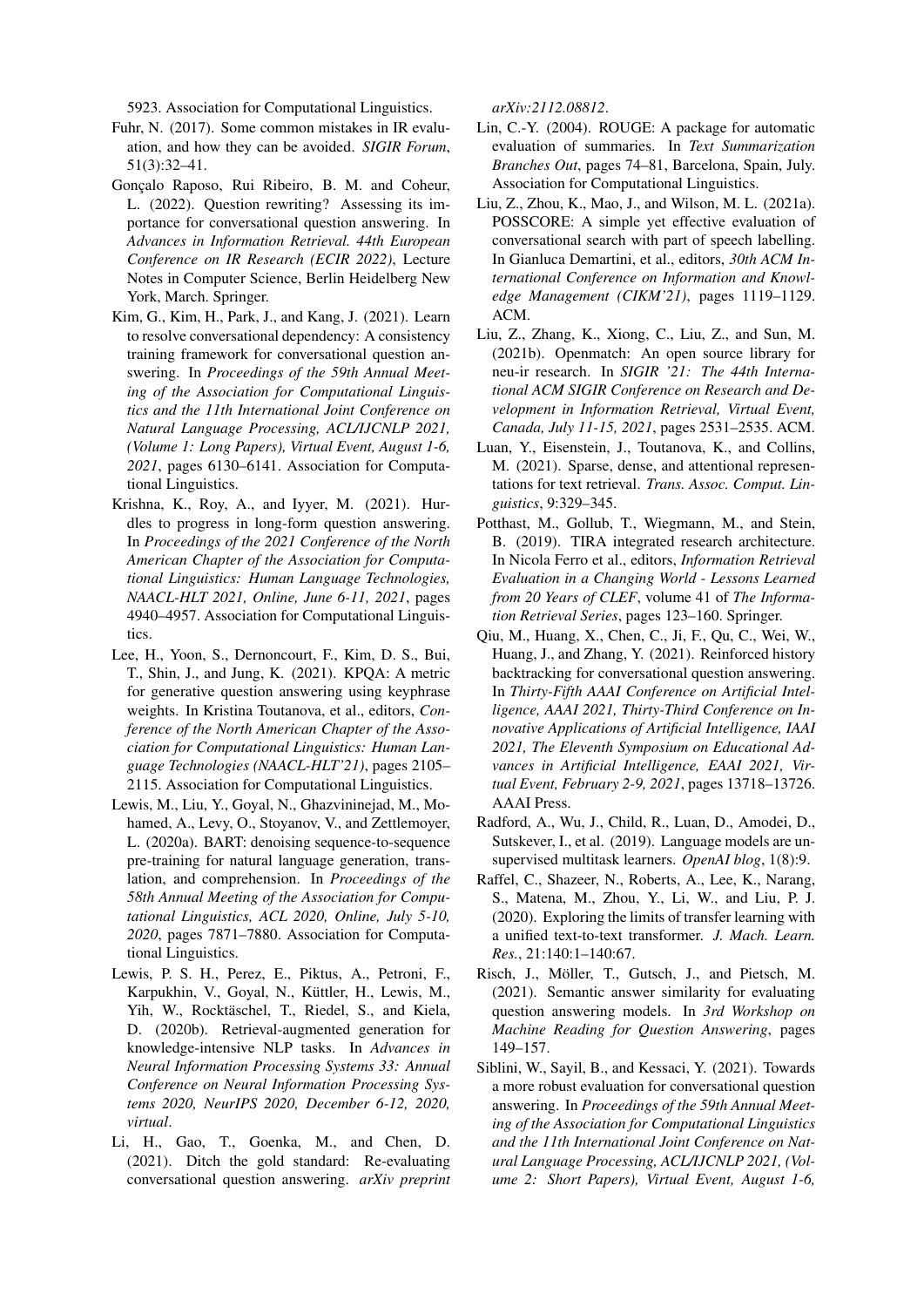5923. Association for Computational Linguistics.

Fuhr, N. (2017). Some common mistakes in IR evaluation, and how they can be avoided. *SIGIR Forum*, 51(3):32–41.

Gonçalo Raposo, Rui Ribeiro, B. M. and Coheur, L. (2022). Question rewriting? Assessing its importance for conversational question answering. In *Advances in Information Retrieval. 44th European Conference on IR Research (ECIR 2022)*, Lecture Notes in Computer Science, Berlin Heidelberg New York, March. Springer.

Kim, G., Kim, H., Park, J., and Kang, J. (2021). Learn to resolve conversational dependency: A consistency training framework for conversational question answering. In *Proceedings of the 59th Annual Meeting of the Association for Computational Linguistics and the 11th International Joint Conference on Natural Language Processing, ACL/IJCNLP 2021, (Volume 1: Long Papers), Virtual Event, August 1-6, 2021*, pages 6130–6141. Association for Computational Linguistics.

Krishna, K., Roy, A., and Iyyer, M. (2021). Hurdles to progress in long-form question answering. In *Proceedings of the 2021 Conference of the North American Chapter of the Association for Computational Linguistics: Human Language Technologies, NAACL-HLT 2021, Online, June 6-11, 2021*, pages 4940–4957. Association for Computational Linguistics.

Lee, H., Yoon, S., Dernoncourt, F., Kim, D. S., Bui, T., Shin, J., and Jung, K. (2021). KPQA: A metric for generative question answering using keyphrase weights. In Kristina Toutanova, et al., editors, *Conference of the North American Chapter of the Association for Computational Linguistics: Human Language Technologies (NAACL-HLT'21)*, pages 2105–2115. Association for Computational Linguistics.

Lewis, M., Liu, Y., Goyal, N., Ghazvininejad, M., Mohamed, A., Levy, O., Stoyanov, V., and Zettlemoyer, L. (2020a). BART: denoising sequence-to-sequence pre-training for natural language generation, translation, and comprehension. In *Proceedings of the 58th Annual Meeting of the Association for Computational Linguistics, ACL 2020, Online, July 5-10, 2020*, pages 7871–7880. Association for Computational Linguistics.

Lewis, P. S. H., Perez, E., Piktus, A., Petroni, F., Karpukhin, V., Goyal, N., Küttler, H., Lewis, M., Yih, W., Rocktäschel, T., Riedel, S., and Kiela, D. (2020b). Retrieval-augmented generation for knowledge-intensive NLP tasks. In *Advances in Neural Information Processing Systems 33: Annual Conference on Neural Information Processing Systems 2020, NeurIPS 2020, December 6-12, 2020, virtual*.

Li, H., Gao, T., Goenka, M., and Chen, D. (2021). Ditch the gold standard: Re-evaluating conversational question answering. *arXiv preprint arXiv:2112.08812*.

Lin, C.-Y. (2004). ROUGE: A package for automatic evaluation of summaries. In *Text Summarization Branches Out*, pages 74–81, Barcelona, Spain, July. Association for Computational Linguistics.

Liu, Z., Zhou, K., Mao, J., and Wilson, M. L. (2021a). POSSCORE: A simple yet effective evaluation of conversational search with part of speech labelling. In Gianluca Demartini, et al., editors, *30th ACM International Conference on Information and Knowledge Management (CIKM'21)*, pages 1119–1129. ACM.

Liu, Z., Zhang, K., Xiong, C., Liu, Z., and Sun, M. (2021b). Openmatch: An open source library for neu-ir research. In *SIGIR '21: The 44th International ACM SIGIR Conference on Research and Development in Information Retrieval, Virtual Event, Canada, July 11-15, 2021*, pages 2531–2535. ACM.

Luan, Y., Eisenstein, J., Toutanova, K., and Collins, M. (2021). Sparse, dense, and attentional representations for text retrieval. *Trans. Assoc. Comput. Linguistics*, 9:329–345.

Potthast, M., Gollub, T., Wiegmann, M., and Stein, B. (2019). TIRA integrated research architecture. In Nicola Ferro et al., editors, *Information Retrieval Evaluation in a Changing World - Lessons Learned from 20 Years of CLEF*, volume 41 of *The Information Retrieval Series*, pages 123–160. Springer.

Qiu, M., Huang, X., Chen, C., Ji, F., Qu, C., Wei, W., Huang, J., and Zhang, Y. (2021). Reinforced history backtracking for conversational question answering. In *Thirty-Fifth AAAI Conference on Artificial Intelligence, AAAI 2021, Thirty-Third Conference on Innovative Applications of Artificial Intelligence, IAAI 2021, The Eleventh Symposium on Educational Advances in Artificial Intelligence, EAAI 2021, Virtual Event, February 2-9, 2021*, pages 13718–13726. AAAI Press.

Radford, A., Wu, J., Child, R., Luan, D., Amodei, D., Sutskever, I., et al. (2019). Language models are unsupervised multitask learners. *OpenAI blog*, 1(8):9.

Raffel, C., Shazeer, N., Roberts, A., Lee, K., Narang, S., Matena, M., Zhou, Y., Li, W., and Liu, P. J. (2020). Exploring the limits of transfer learning with a unified text-to-text transformer. *J. Mach. Learn. Res.*, 21:140:1–140:67.

Risch, J., Möller, T., Gutsch, J., and Pietsch, M. (2021). Semantic answer similarity for evaluating question answering models. In *3rd Workshop on Machine Reading for Question Answering*, pages 149–157.

Siblini, W., Sayil, B., and Kessaci, Y. (2021). Towards a more robust evaluation for conversational question answering. In *Proceedings of the 59th Annual Meeting of the Association for Computational Linguistics and the 11th International Joint Conference on Natural Language Processing, ACL/IJCNLP 2021, (Volume 2: Short Papers), Virtual Event, August 1-6,*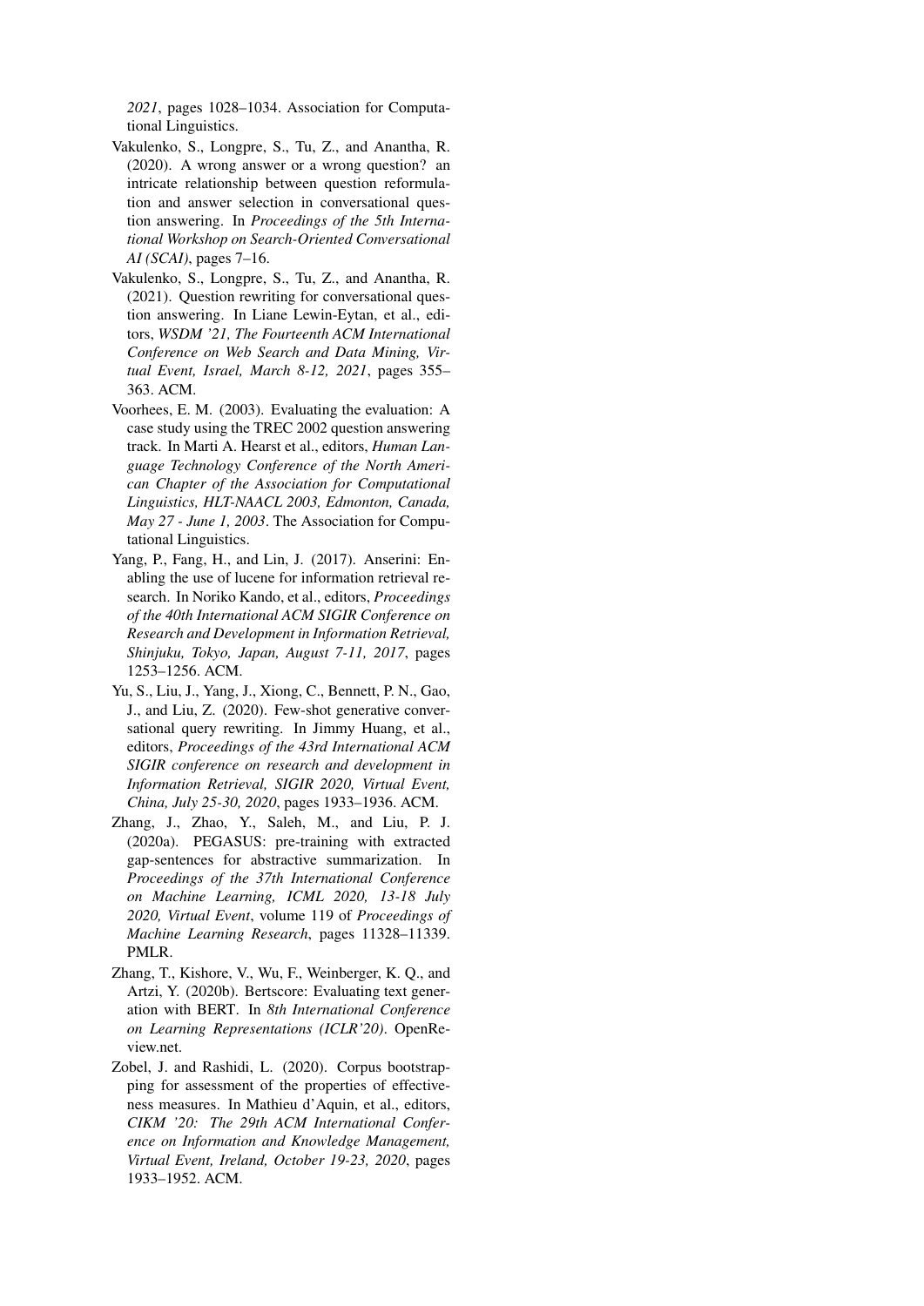*2021*, pages 1028–1034. Association for Computational Linguistics.

Vakulenko, S., Longpre, S., Tu, Z., and Anantha, R. (2020). A wrong answer or a wrong question? an intricate relationship between question reformulation and answer selection in conversational question answering. In *Proceedings of the 5th International Workshop on Search-Oriented Conversational AI (SCAI)*, pages 7–16.

Vakulenko, S., Longpre, S., Tu, Z., and Anantha, R. (2021). Question rewriting for conversational question answering. In Liane Lewin-Eytan, et al., editors, *WSDM '21, The Fourteenth ACM International Conference on Web Search and Data Mining, Virtual Event, Israel, March 8-12, 2021*, pages 355–363. ACM.

Voorhees, E. M. (2003). Evaluating the evaluation: A case study using the TREC 2002 question answering track. In Marti A. Hearst et al., editors, *Human Language Technology Conference of the North American Chapter of the Association for Computational Linguistics, HLT-NAACL 2003, Edmonton, Canada, May 27 - June 1, 2003*. The Association for Computational Linguistics.

Yang, P., Fang, H., and Lin, J. (2017). Anserini: Enabling the use of lucene for information retrieval research. In Noriko Kando, et al., editors, *Proceedings of the 40th International ACM SIGIR Conference on Research and Development in Information Retrieval, Shinjuku, Tokyo, Japan, August 7-11, 2017*, pages 1253–1256. ACM.

Yu, S., Liu, J., Yang, J., Xiong, C., Bennett, P. N., Gao, J., and Liu, Z. (2020). Few-shot generative conversational query rewriting. In Jimmy Huang, et al., editors, *Proceedings of the 43rd International ACM SIGIR conference on research and development in Information Retrieval, SIGIR 2020, Virtual Event, China, July 25-30, 2020*, pages 1933–1936. ACM.

Zhang, J., Zhao, Y., Saleh, M., and Liu, P. J. (2020a). PEGASUS: pre-training with extracted gap-sentences for abstractive summarization. In *Proceedings of the 37th International Conference on Machine Learning, ICML 2020, 13-18 July 2020, Virtual Event*, volume 119 of *Proceedings of Machine Learning Research*, pages 11328–11339. PMLR.

Zhang, T., Kishore, V., Wu, F., Weinberger, K. Q., and Artzi, Y. (2020b). Bertscore: Evaluating text generation with BERT. In *8th International Conference on Learning Representations (ICLR'20)*. OpenReview.net.

Zobel, J. and Rashidi, L. (2020). Corpus bootstrapping for assessment of the properties of effectiveness measures. In Mathieu d'Aquin, et al., editors, *CIKM '20: The 29th ACM International Conference on Information and Knowledge Management, Virtual Event, Ireland, October 19-23, 2020*, pages 1933–1952. ACM.